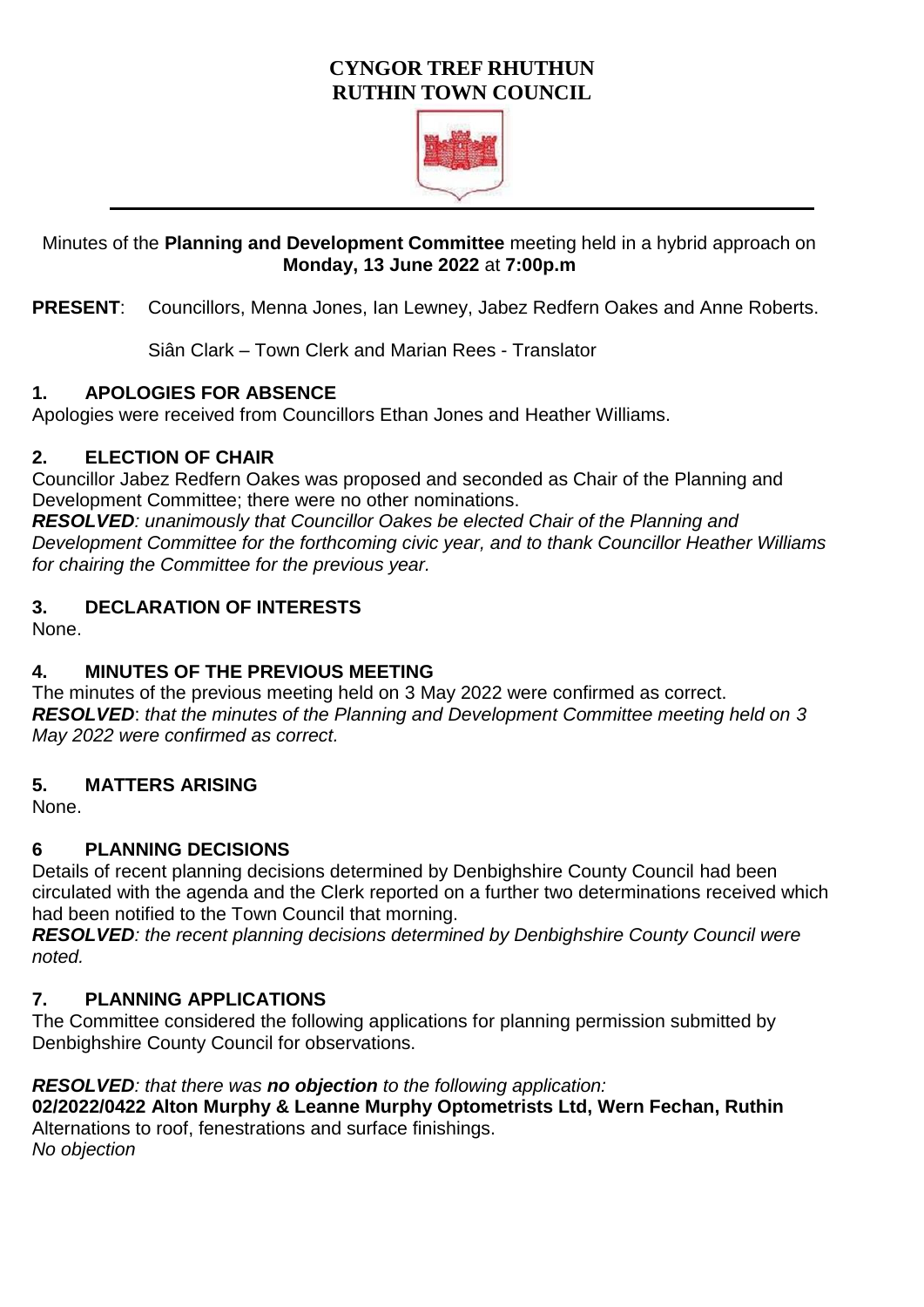# CYNGOR TREF RHUTHUN
# RUTHIN TOWN COUNCIL

Minutes of the **Planning and Development Committee** meeting held in a hybrid approach on **Monday, 13 June 2022** at **7:00p.m**

**PRESENT**: Councillors, Menna Jones, Ian Lewney, Jabez Redfern Oakes and Anne Roberts.

Siân Clark – Town Clerk and Marian Rees - Translator

## 1. APOLOGIES FOR ABSENCE

Apologies were received from Councillors Ethan Jones and Heather Williams.

## 2. ELECTION OF CHAIR

Councillor Jabez Redfern Oakes was proposed and seconded as Chair of the Planning and Development Committee; there were no other nominations.

***RESOLVED****: unanimously that Councillor Oakes be elected Chair of the Planning and Development Committee for the forthcoming civic year, and to thank Councillor Heather Williams for chairing the Committee for the previous year.*

## 3. DECLARATION OF INTERESTS

None.

## 4. MINUTES OF THE PREVIOUS MEETING

The minutes of the previous meeting held on 3 May 2022 were confirmed as correct.

***RESOLVED****: that the minutes of the Planning and Development Committee meeting held on 3 May 2022 were confirmed as correct.*

## 5. MATTERS ARISING

None.

## 6 PLANNING DECISIONS

Details of recent planning decisions determined by Denbighshire County Council had been circulated with the agenda and the Clerk reported on a further two determinations received which had been notified to the Town Council that morning.

***RESOLVED****: the recent planning decisions determined by Denbighshire County Council were noted.*

## 7. PLANNING APPLICATIONS

The Committee considered the following applications for planning permission submitted by Denbighshire County Council for observations.

***RESOLVED****: that there was* ***no objection*** *to the following application:*

**02/2022/0422 Alton Murphy & Leanne Murphy Optometrists Ltd, Wern Fechan, Ruthin**
Alternations to roof, fenestrations and surface finishings.
*No objection*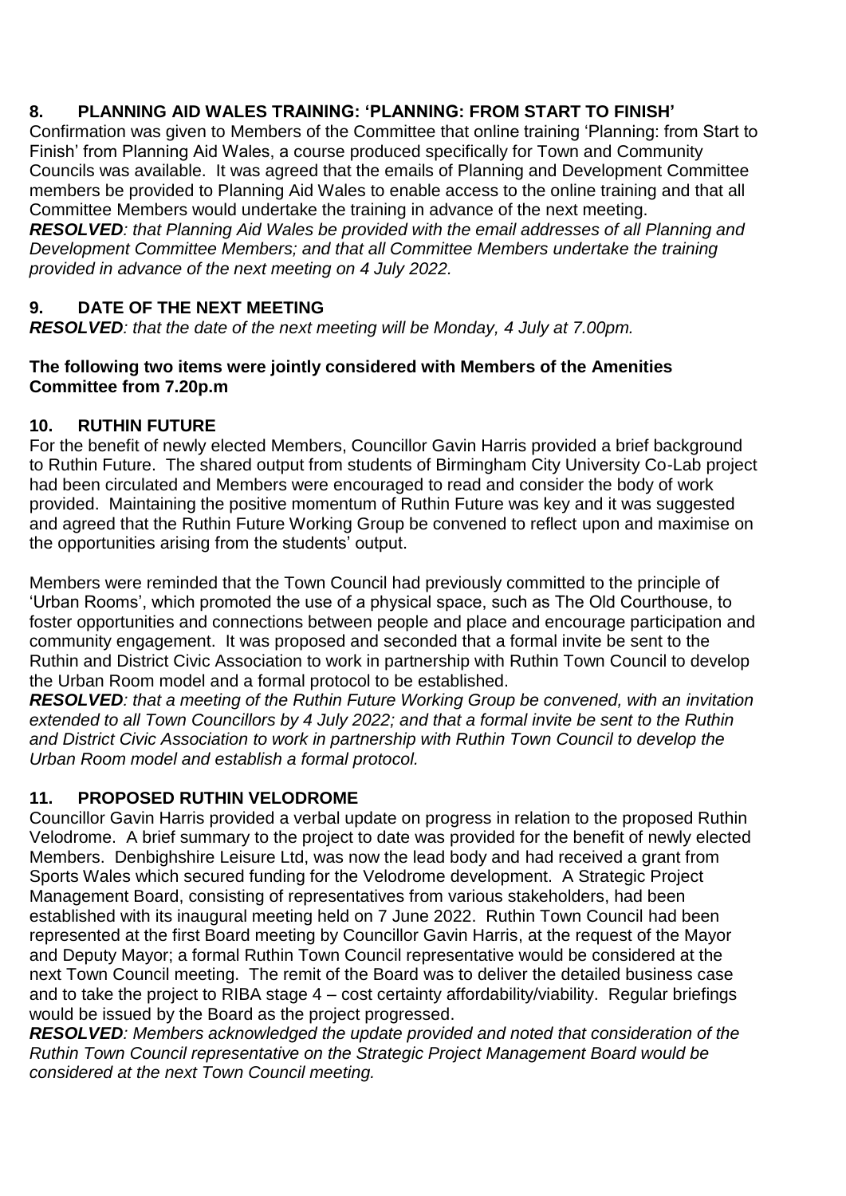## 8. PLANNING AID WALES TRAINING: 'PLANNING: FROM START TO FINISH'

Confirmation was given to Members of the Committee that online training 'Planning: from Start to Finish' from Planning Aid Wales, a course produced specifically for Town and Community Councils was available. It was agreed that the emails of Planning and Development Committee members be provided to Planning Aid Wales to enable access to the online training and that all Committee Members would undertake the training in advance of the next meeting.

***RESOLVED****: that Planning Aid Wales be provided with the email addresses of all Planning and Development Committee Members; and that all Committee Members undertake the training provided in advance of the next meeting on 4 July 2022.*

## 9. DATE OF THE NEXT MEETING

***RESOLVED****: that the date of the next meeting will be Monday, 4 July at 7.00pm.*

**The following two items were jointly considered with Members of the Amenities Committee from 7.20p.m**

## 10. RUTHIN FUTURE

For the benefit of newly elected Members, Councillor Gavin Harris provided a brief background to Ruthin Future. The shared output from students of Birmingham City University Co-Lab project had been circulated and Members were encouraged to read and consider the body of work provided. Maintaining the positive momentum of Ruthin Future was key and it was suggested and agreed that the Ruthin Future Working Group be convened to reflect upon and maximise on the opportunities arising from the students' output.

Members were reminded that the Town Council had previously committed to the principle of 'Urban Rooms', which promoted the use of a physical space, such as The Old Courthouse, to foster opportunities and connections between people and place and encourage participation and community engagement. It was proposed and seconded that a formal invite be sent to the Ruthin and District Civic Association to work in partnership with Ruthin Town Council to develop the Urban Room model and a formal protocol to be established.

***RESOLVED****: that a meeting of the Ruthin Future Working Group be convened, with an invitation extended to all Town Councillors by 4 July 2022; and that a formal invite be sent to the Ruthin and District Civic Association to work in partnership with Ruthin Town Council to develop the Urban Room model and establish a formal protocol.*

## 11. PROPOSED RUTHIN VELODROME

Councillor Gavin Harris provided a verbal update on progress in relation to the proposed Ruthin Velodrome. A brief summary to the project to date was provided for the benefit of newly elected Members. Denbighshire Leisure Ltd, was now the lead body and had received a grant from Sports Wales which secured funding for the Velodrome development. A Strategic Project Management Board, consisting of representatives from various stakeholders, had been established with its inaugural meeting held on 7 June 2022. Ruthin Town Council had been represented at the first Board meeting by Councillor Gavin Harris, at the request of the Mayor and Deputy Mayor; a formal Ruthin Town Council representative would be considered at the next Town Council meeting. The remit of the Board was to deliver the detailed business case and to take the project to RIBA stage 4 – cost certainty affordability/viability. Regular briefings would be issued by the Board as the project progressed.

***RESOLVED****: Members acknowledged the update provided and noted that consideration of the Ruthin Town Council representative on the Strategic Project Management Board would be considered at the next Town Council meeting.*